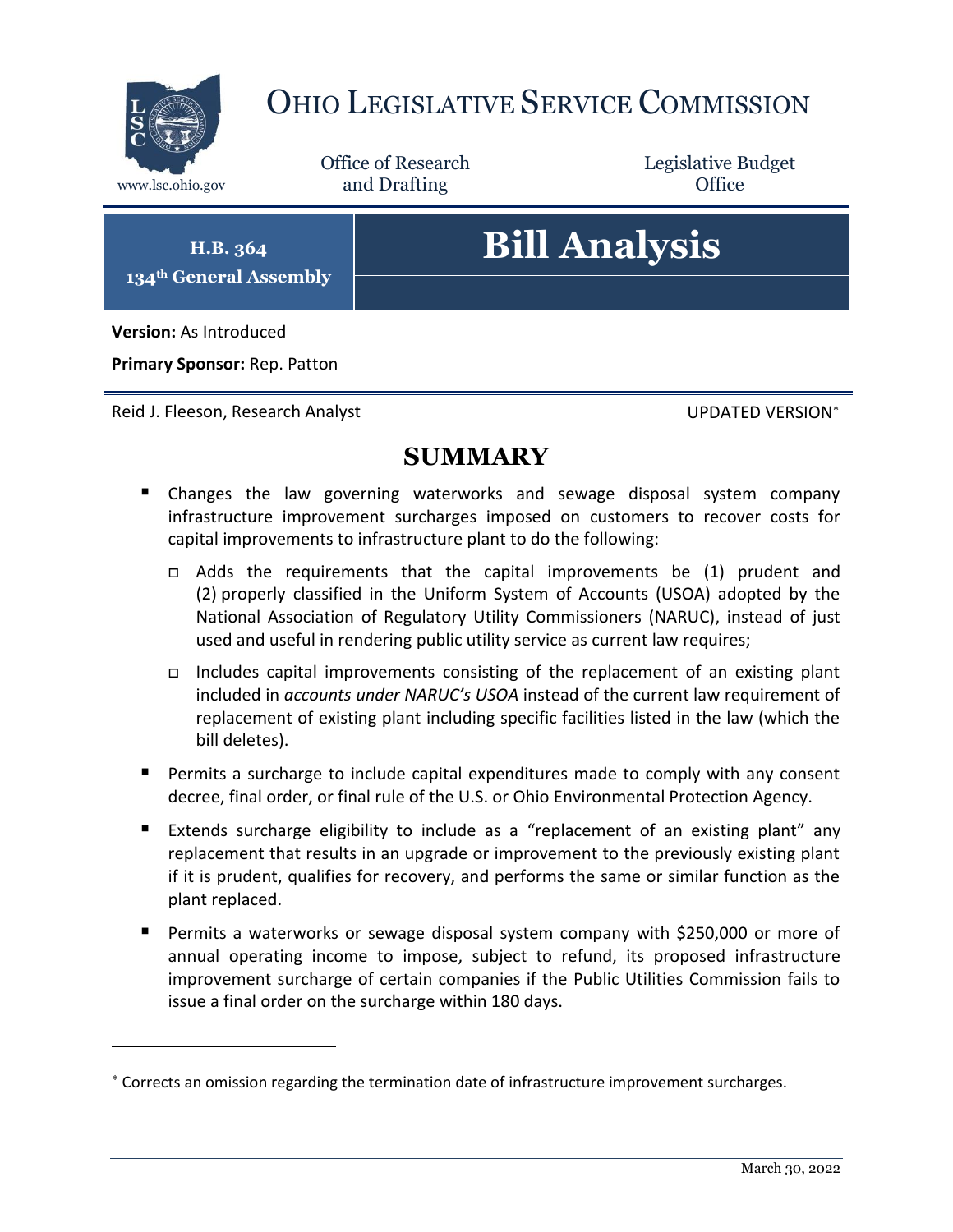# OHIO LEGISLATIVE SERVICE COMMISSION

www.lsc.ohio.gov

Office of Research and Drafting

Legislative Budget Office

**H.B. 364**
**134th General Assembly**

# Bill Analysis

**Version:** As Introduced

**Primary Sponsor:** Rep. Patton

Reid J. Fleeson, Research Analyst

UPDATED VERSION*

## SUMMARY

- Changes the law governing waterworks and sewage disposal system company infrastructure improvement surcharges imposed on customers to recover costs for capital improvements to infrastructure plant to do the following:
  - Adds the requirements that the capital improvements be (1) prudent and (2) properly classified in the Uniform System of Accounts (USOA) adopted by the National Association of Regulatory Utility Commissioners (NARUC), instead of just used and useful in rendering public utility service as current law requires;
  - Includes capital improvements consisting of the replacement of an existing plant included in *accounts under NARUC's USOA* instead of the current law requirement of replacement of existing plant including specific facilities listed in the law (which the bill deletes).
- Permits a surcharge to include capital expenditures made to comply with any consent decree, final order, or final rule of the U.S. or Ohio Environmental Protection Agency.
- Extends surcharge eligibility to include as a "replacement of an existing plant" any replacement that results in an upgrade or improvement to the previously existing plant if it is prudent, qualifies for recovery, and performs the same or similar function as the plant replaced.
- Permits a waterworks or sewage disposal system company with $250,000 or more of annual operating income to impose, subject to refund, its proposed infrastructure improvement surcharge of certain companies if the Public Utilities Commission fails to issue a final order on the surcharge within 180 days.

---

* Corrects an omission regarding the termination date of infrastructure improvement surcharges.

March 30, 2022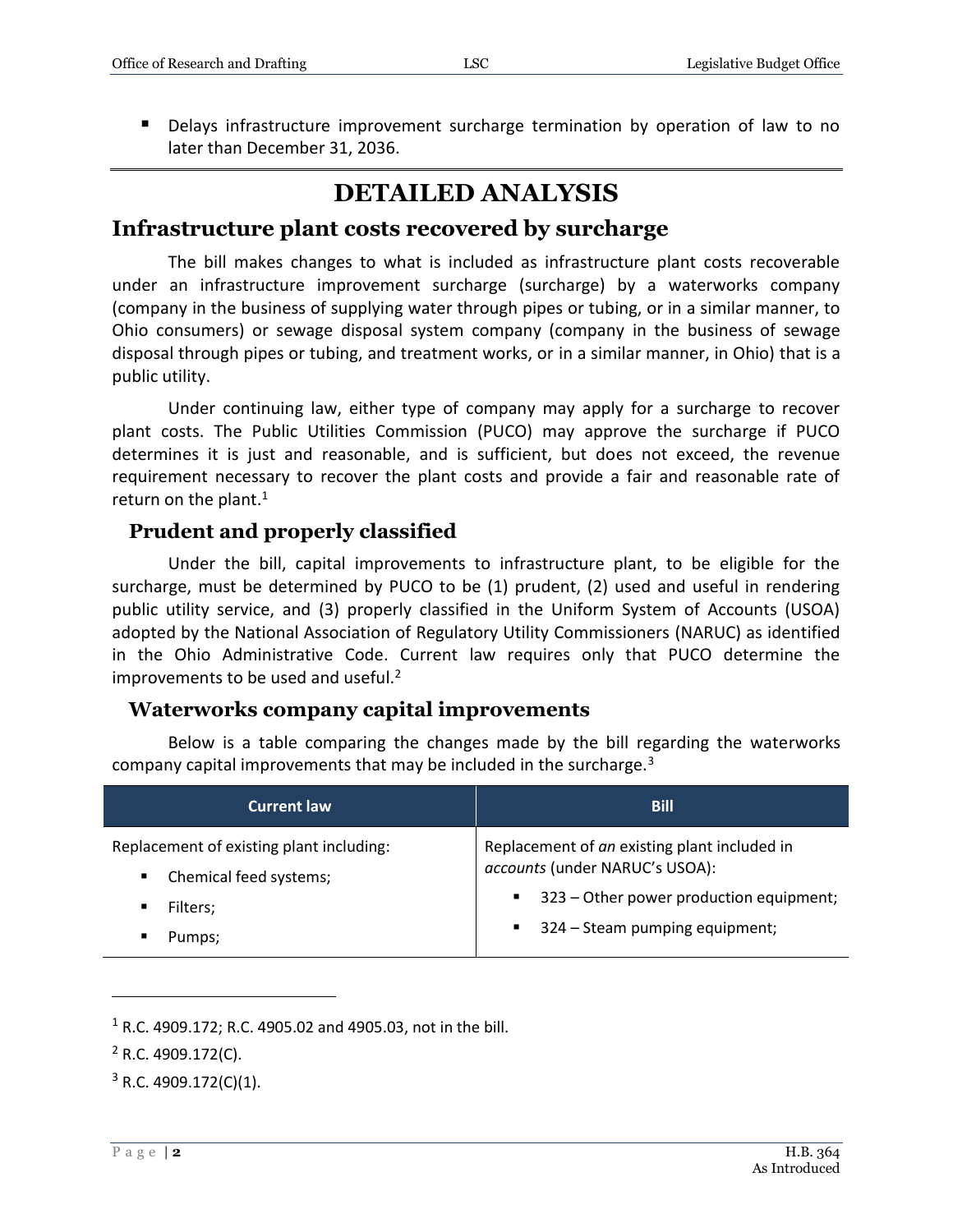- Delays infrastructure improvement surcharge termination by operation of law to no later than December 31, 2036.

# DETAILED ANALYSIS

## Infrastructure plant costs recovered by surcharge

The bill makes changes to what is included as infrastructure plant costs recoverable under an infrastructure improvement surcharge (surcharge) by a waterworks company (company in the business of supplying water through pipes or tubing, or in a similar manner, to Ohio consumers) or sewage disposal system company (company in the business of sewage disposal through pipes or tubing, and treatment works, or in a similar manner, in Ohio) that is a public utility.

Under continuing law, either type of company may apply for a surcharge to recover plant costs. The Public Utilities Commission (PUCO) may approve the surcharge if PUCO determines it is just and reasonable, and is sufficient, but does not exceed, the revenue requirement necessary to recover the plant costs and provide a fair and reasonable rate of return on the plant.[1]

### Prudent and properly classified

Under the bill, capital improvements to infrastructure plant, to be eligible for the surcharge, must be determined by PUCO to be (1) prudent, (2) used and useful in rendering public utility service, and (3) properly classified in the Uniform System of Accounts (USOA) adopted by the National Association of Regulatory Utility Commissioners (NARUC) as identified in the Ohio Administrative Code. Current law requires only that PUCO determine the improvements to be used and useful.[2]

### Waterworks company capital improvements

Below is a table comparing the changes made by the bill regarding the waterworks company capital improvements that may be included in the surcharge.[3]

| Current law | Bill |
|---|---|
| Replacement of existing plant including:<br>▪ Chemical feed systems;<br>▪ Filters;<br>▪ Pumps; | Replacement of *an* existing plant included in *accounts* (under NARUC's USOA):<br>▪ 323 – Other power production equipment;<br>▪ 324 – Steam pumping equipment; |

[1] R.C. 4909.172; R.C. 4905.02 and 4905.03, not in the bill.

[2] R.C. 4909.172(C).

[3] R.C. 4909.172(C)(1).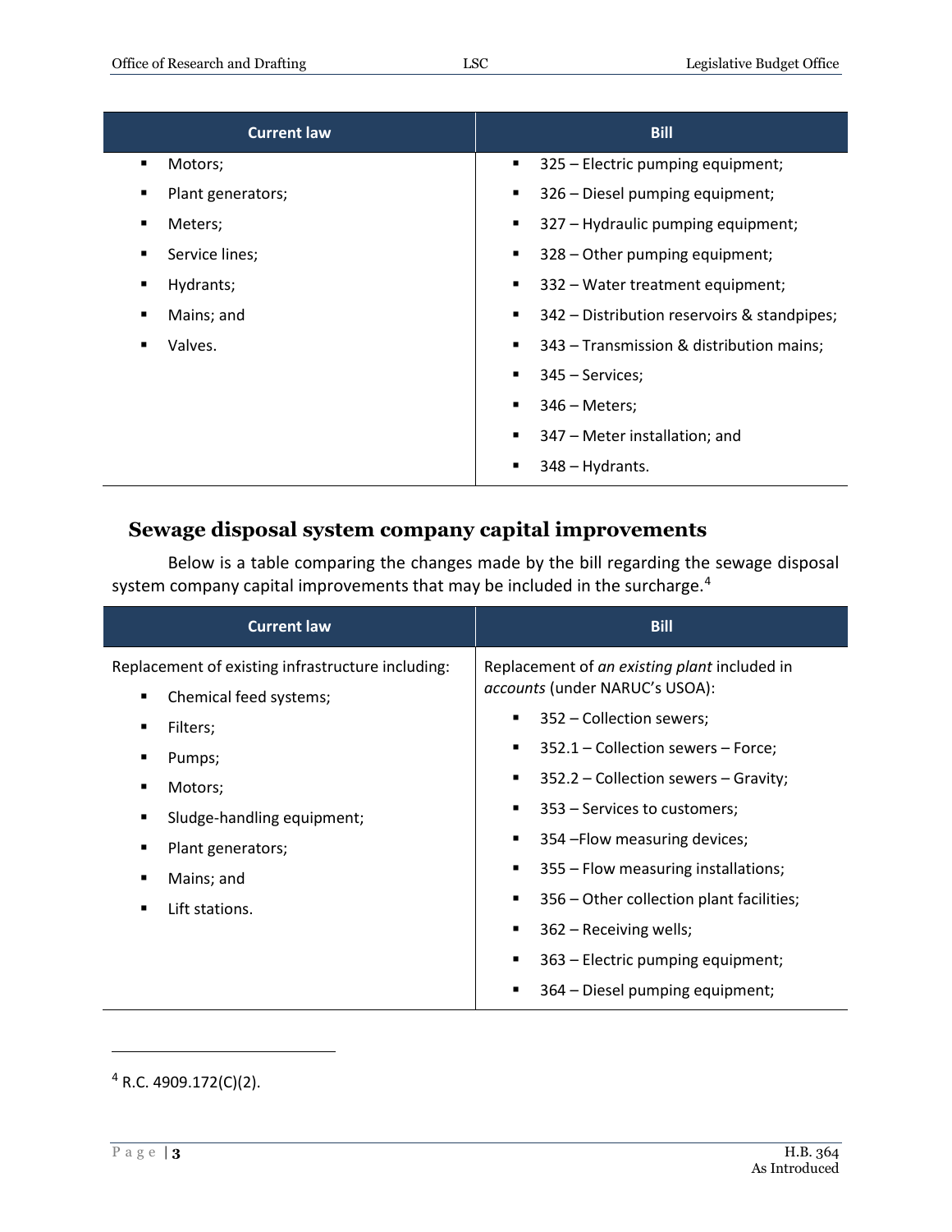| Current law | Bill |
| --- | --- |
| ▪ Motors;<br>▪ Plant generators;<br>▪ Meters;<br>▪ Service lines;<br>▪ Hydrants;<br>▪ Mains; and<br>▪ Valves. | ▪ 325 – Electric pumping equipment;<br>▪ 326 – Diesel pumping equipment;<br>▪ 327 – Hydraulic pumping equipment;<br>▪ 328 – Other pumping equipment;<br>▪ 332 – Water treatment equipment;<br>▪ 342 – Distribution reservoirs & standpipes;<br>▪ 343 – Transmission & distribution mains;<br>▪ 345 – Services;<br>▪ 346 – Meters;<br>▪ 347 – Meter installation; and<br>▪ 348 – Hydrants. |

## Sewage disposal system company capital improvements

Below is a table comparing the changes made by the bill regarding the sewage disposal system company capital improvements that may be included in the surcharge.[4]

| Current law | Bill |
| --- | --- |
| Replacement of existing infrastructure including:<br>▪ Chemical feed systems;<br>▪ Filters;<br>▪ Pumps;<br>▪ Motors;<br>▪ Sludge-handling equipment;<br>▪ Plant generators;<br>▪ Mains; and<br>▪ Lift stations. | Replacement of *an existing plant* included in *accounts* (under NARUC's USOA):<br>▪ 352 – Collection sewers;<br>▪ 352.1 – Collection sewers – Force;<br>▪ 352.2 – Collection sewers – Gravity;<br>▪ 353 – Services to customers;<br>▪ 354 –Flow measuring devices;<br>▪ 355 – Flow measuring installations;<br>▪ 356 – Other collection plant facilities;<br>▪ 362 – Receiving wells;<br>▪ 363 – Electric pumping equipment;<br>▪ 364 – Diesel pumping equipment; |

[4] R.C. 4909.172(C)(2).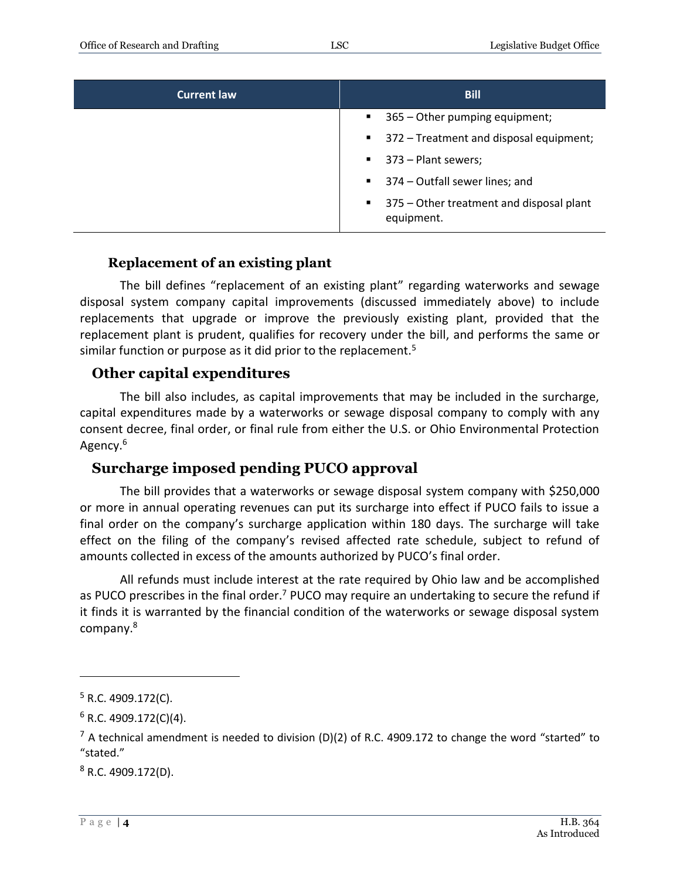| Current law | Bill |
|---|---|
| | ▪ 365 – Other pumping equipment;<br>▪ 372 – Treatment and disposal equipment;<br>▪ 373 – Plant sewers;<br>▪ 374 – Outfall sewer lines; and<br>▪ 375 – Other treatment and disposal plant equipment. |

### Replacement of an existing plant

The bill defines "replacement of an existing plant" regarding waterworks and sewage disposal system company capital improvements (discussed immediately above) to include replacements that upgrade or improve the previously existing plant, provided that the replacement plant is prudent, qualifies for recovery under the bill, and performs the same or similar function or purpose as it did prior to the replacement.[5]

## Other capital expenditures

The bill also includes, as capital improvements that may be included in the surcharge, capital expenditures made by a waterworks or sewage disposal company to comply with any consent decree, final order, or final rule from either the U.S. or Ohio Environmental Protection Agency.[6]

## Surcharge imposed pending PUCO approval

The bill provides that a waterworks or sewage disposal system company with $250,000 or more in annual operating revenues can put its surcharge into effect if PUCO fails to issue a final order on the company's surcharge application within 180 days. The surcharge will take effect on the filing of the company's revised affected rate schedule, subject to refund of amounts collected in excess of the amounts authorized by PUCO's final order.

All refunds must include interest at the rate required by Ohio law and be accomplished as PUCO prescribes in the final order.[7] PUCO may require an undertaking to secure the refund if it finds it is warranted by the financial condition of the waterworks or sewage disposal system company.[8]

---

[5] R.C. 4909.172(C).

[6] R.C. 4909.172(C)(4).

[7] A technical amendment is needed to division (D)(2) of R.C. 4909.172 to change the word "started" to "stated."

[8] R.C. 4909.172(D).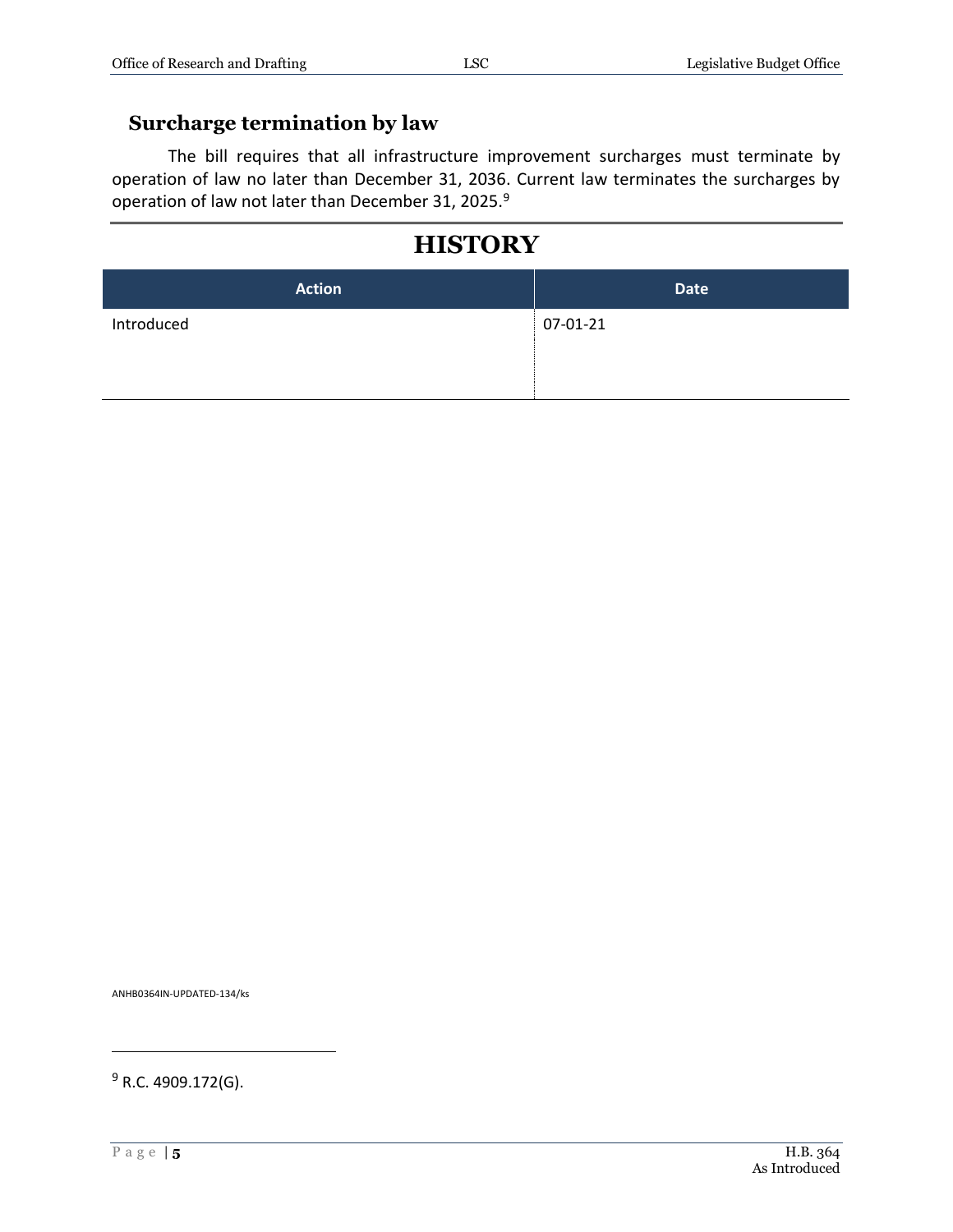### Surcharge termination by law

The bill requires that all infrastructure improvement surcharges must terminate by operation of law no later than December 31, 2036. Current law terminates the surcharges by operation of law not later than December 31, 2025.[9]

## HISTORY

| Action | Date |
|---|---|
| Introduced | 07-01-21 |

ANHB0364IN-UPDATED-134/ks

[9] R.C. 4909.172(G).